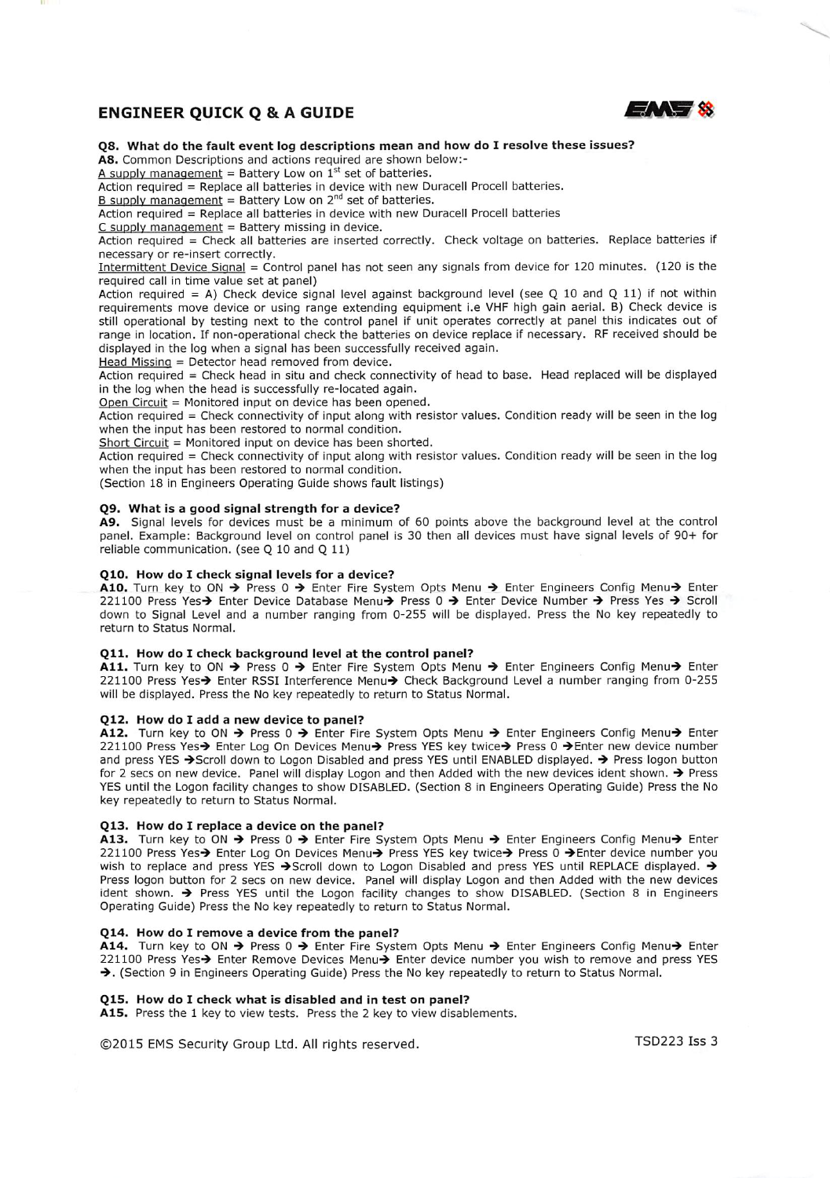# ENGINEER QUICK Q & A GUIDE

**Q8. What do the fault event log descriptions mean and how do I resolve these issues?**

**A8.** Common Descriptions and actions required are shown below:-

A supply management = Battery Low on 1st set of batteries.
Action required = Replace all batteries in device with new Duracell Procell batteries.

B supply management = Battery Low on 2nd set of batteries.
Action required = Replace all batteries in device with new Duracell Procell batteries

C supply management = Battery missing in device.
Action required = Check all batteries are inserted correctly. Check voltage on batteries. Replace batteries if necessary or re-insert correctly.

Intermittent Device Signal = Control panel has not seen any signals from device for 120 minutes. (120 is the required call in time value set at panel)
Action required = A) Check device signal level against background level (see Q 10 and Q 11) if not within requirements move device or using range extending equipment i.e VHF high gain aerial. B) Check device is still operational by testing next to the control panel if unit operates correctly at panel this indicates out of range in location. If non-operational check the batteries on device replace if necessary. RF received should be displayed in the log when a signal has been successfully received again.

Head Missing = Detector head removed from device.
Action required = Check head in situ and check connectivity of head to base. Head replaced will be displayed in the log when the head is successfully re-located again.

Open Circuit = Monitored input on device has been opened.
Action required = Check connectivity of input along with resistor values. Condition ready will be seen in the log when the input has been restored to normal condition.

Short Circuit = Monitored input on device has been shorted.
Action required = Check connectivity of input along with resistor values. Condition ready will be seen in the log when the input has been restored to normal condition.

(Section 18 in Engineers Operating Guide shows fault listings)

**Q9. What is a good signal strength for a device?**

**A9.** Signal levels for devices must be a minimum of 60 points above the background level at the control panel. Example: Background level on control panel is 30 then all devices must have signal levels of 90+ for reliable communication. (see Q 10 and Q 11)

**Q10. How do I check signal levels for a device?**

**A10.** Turn key to ON → Press 0 → Enter Fire System Opts Menu → Enter Engineers Config Menu→ Enter 221100 Press Yes→ Enter Device Database Menu→ Press 0 → Enter Device Number → Press Yes → Scroll down to Signal Level and a number ranging from 0-255 will be displayed. Press the No key repeatedly to return to Status Normal.

**Q11. How do I check background level at the control panel?**

**A11.** Turn key to ON → Press 0 → Enter Fire System Opts Menu → Enter Engineers Config Menu→ Enter 221100 Press Yes→ Enter RSSI Interference Menu→ Check Background Level a number ranging from 0-255 will be displayed. Press the No key repeatedly to return to Status Normal.

**Q12. How do I add a new device to panel?**

**A12.** Turn key to ON → Press 0 → Enter Fire System Opts Menu → Enter Engineers Config Menu→ Enter 221100 Press Yes→ Enter Log On Devices Menu→ Press YES key twice→ Press 0 →Enter new device number and press YES →Scroll down to Logon Disabled and press YES until ENABLED displayed. → Press logon button for 2 secs on new device. Panel will display Logon and then Added with the new devices ident shown. → Press YES until the Logon facility changes to show DISABLED. (Section 8 in Engineers Operating Guide) Press the No key repeatedly to return to Status Normal.

**Q13. How do I replace a device on the panel?**

**A13.** Turn key to ON → Press 0 → Enter Fire System Opts Menu → Enter Engineers Config Menu→ Enter 221100 Press Yes→ Enter Log On Devices Menu→ Press YES key twice→ Press 0 →Enter device number you wish to replace and press YES →Scroll down to Logon Disabled and press YES until REPLACE displayed. → Press logon button for 2 secs on new device. Panel will display Logon and then Added with the new devices ident shown. → Press YES until the Logon facility changes to show DISABLED. (Section 8 in Engineers Operating Guide) Press the No key repeatedly to return to Status Normal.

**Q14. How do I remove a device from the panel?**

**A14.** Turn key to ON → Press 0 → Enter Fire System Opts Menu → Enter Engineers Config Menu→ Enter 221100 Press Yes→ Enter Remove Devices Menu→ Enter device number you wish to remove and press YES →. (Section 9 in Engineers Operating Guide) Press the No key repeatedly to return to Status Normal.

**Q15. How do I check what is disabled and in test on panel?**

**A15.** Press the 1 key to view tests. Press the 2 key to view disablements.

©2015 EMS Security Group Ltd. All rights reserved. TSD223 Iss 3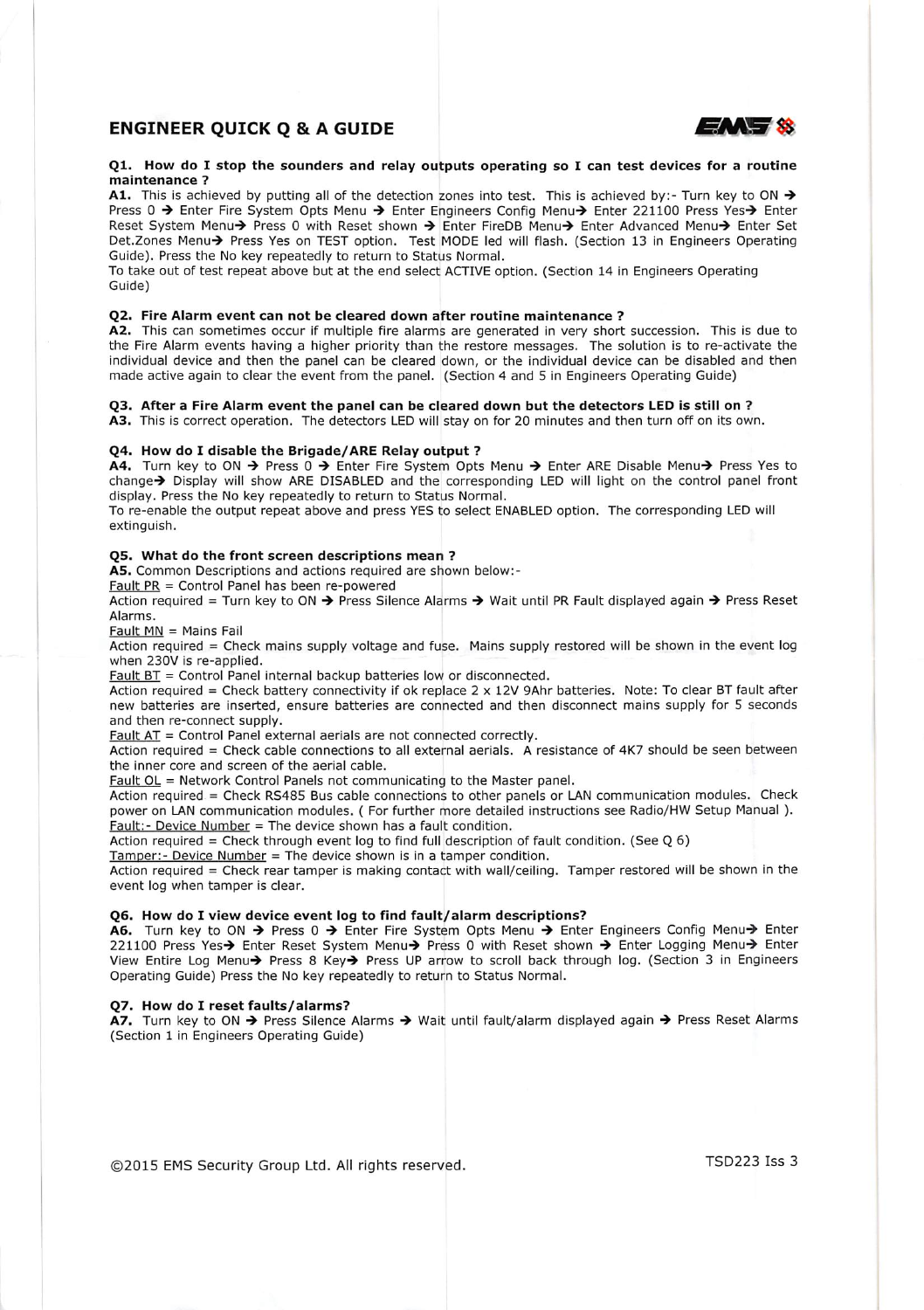## ENGINEER QUICK Q & A GUIDE

**Q1. How do I stop the sounders and relay outputs operating so I can test devices for a routine maintenance ?**

**A1.** This is achieved by putting all of the detection zones into test. This is achieved by:- Turn key to ON → Press 0 → Enter Fire System Opts Menu → Enter Engineers Config Menu→ Enter 221100 Press Yes→ Enter Reset System Menu→ Press 0 with Reset shown → Enter FireDB Menu→ Enter Advanced Menu→ Enter Set Det.Zones Menu→ Press Yes on TEST option. Test MODE led will flash. (Section 13 in Engineers Operating Guide). Press the No key repeatedly to return to Status Normal.

To take out of test repeat above but at the end select ACTIVE option. (Section 14 in Engineers Operating Guide)

**Q2. Fire Alarm event can not be cleared down after routine maintenance ?**

**A2.** This can sometimes occur if multiple fire alarms are generated in very short succession. This is due to the Fire Alarm events having a higher priority than the restore messages. The solution is to re-activate the individual device and then the panel can be cleared down, or the individual device can be disabled and then made active again to clear the event from the panel. (Section 4 and 5 in Engineers Operating Guide)

**Q3. After a Fire Alarm event the panel can be cleared down but the detectors LED is still on ?**

**A3.** This is correct operation. The detectors LED will stay on for 20 minutes and then turn off on its own.

**Q4. How do I disable the Brigade/ARE Relay output ?**

**A4.** Turn key to ON → Press 0 → Enter Fire System Opts Menu → Enter ARE Disable Menu→ Press Yes to change→ Display will show ARE DISABLED and the corresponding LED will light on the control panel front display. Press the No key repeatedly to return to Status Normal.

To re-enable the output repeat above and press YES to select ENABLED option. The corresponding LED will extinguish.

**Q5. What do the front screen descriptions mean ?**

**A5.** Common Descriptions and actions required are shown below:-

Fault PR = Control Panel has been re-powered

Action required = Turn key to ON → Press Silence Alarms → Wait until PR Fault displayed again → Press Reset Alarms.

Fault MN = Mains Fail

Action required = Check mains supply voltage and fuse. Mains supply restored will be shown in the event log when 230V is re-applied.

Fault BT = Control Panel internal backup batteries low or disconnected.

Action required = Check battery connectivity if ok replace 2 x 12V 9Ahr batteries. Note: To clear BT fault after new batteries are inserted, ensure batteries are connected and then disconnect mains supply for 5 seconds and then re-connect supply.

Fault AT = Control Panel external aerials are not connected correctly.

Action required = Check cable connections to all external aerials. A resistance of 4K7 should be seen between the inner core and screen of the aerial cable.

Fault OL = Network Control Panels not communicating to the Master panel.

Action required = Check RS485 Bus cable connections to other panels or LAN communication modules. Check power on LAN communication modules. ( For further more detailed instructions see Radio/HW Setup Manual ).

Fault:- Device Number = The device shown has a fault condition.

Action required = Check through event log to find full description of fault condition. (See Q 6)

Tamper:- Device Number = The device shown is in a tamper condition.

Action required = Check rear tamper is making contact with wall/ceiling. Tamper restored will be shown in the event log when tamper is clear.

**Q6. How do I view device event log to find fault/alarm descriptions?**

**A6.** Turn key to ON → Press 0 → Enter Fire System Opts Menu → Enter Engineers Config Menu→ Enter 221100 Press Yes→ Enter Reset System Menu→ Press 0 with Reset shown → Enter Logging Menu→ Enter View Entire Log Menu→ Press 8 Key→ Press UP arrow to scroll back through log. (Section 3 in Engineers Operating Guide) Press the No key repeatedly to return to Status Normal.

**Q7. How do I reset faults/alarms?**

**A7.** Turn key to ON → Press Silence Alarms → Wait until fault/alarm displayed again → Press Reset Alarms (Section 1 in Engineers Operating Guide)

©2015 EMS Security Group Ltd. All rights reserved.

TSD223 Iss 3